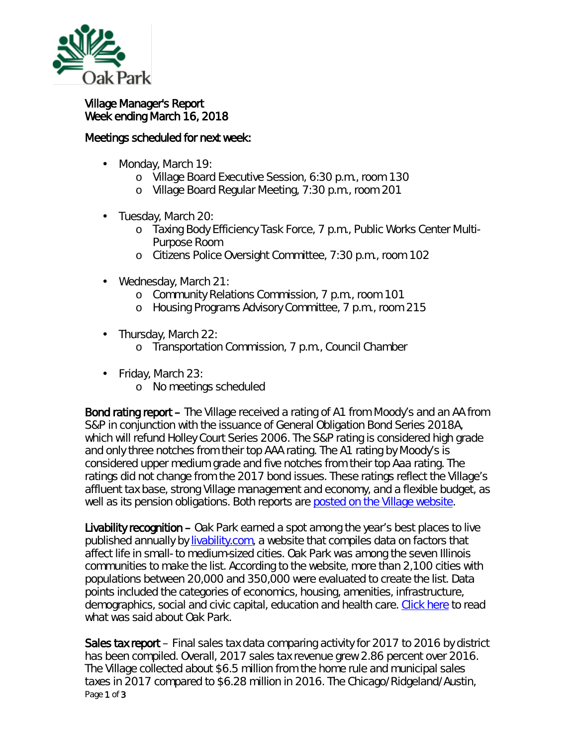# Village Manager's Report
## Week ending March 16, 2018

### Meetings scheduled for next week:

- Monday, March 19:
  - Village Board Executive Session, 6:30 p.m., room 130
  - Village Board Regular Meeting, 7:30 p.m., room 201
- Tuesday, March 20:
  - Taxing Body Efficiency Task Force, 7 p.m., Public Works Center Multi-Purpose Room
  - Citizens Police Oversight Committee, 7:30 p.m., room 102
- Wednesday, March 21:
  - Community Relations Commission, 7 p.m., room 101
  - Housing Programs Advisory Committee, 7 p.m., room 215
- Thursday, March 22:
  - Transportation Commission, 7 p.m., Council Chamber
- Friday, March 23:
  - No meetings scheduled

**Bond rating report –** The Village received a rating of A1 from Moody's and an AA from S&P in conjunction with the issuance of General Obligation Bond Series 2018A, which will refund Holley Court Series 2006. The S&P rating is considered high grade and only three notches from their top AAA rating. The A1 rating by Moody's is considered upper medium grade and five notches from their top Aaa rating. The ratings did not change from the 2017 bond issues. These ratings reflect the Village's affluent tax base, strong Village management and economy, and a flexible budget, as well as its pension obligations. Both reports are [posted on the Village website](#).

**Livability recognition –** Oak Park earned a spot among the year's best places to live published annually by [livability.com](#), a website that compiles data on factors that affect life in small- to medium-sized cities. Oak Park was among the seven Illinois communities to make the list. According to the website, more than 2,100 cities with populations between 20,000 and 350,000 were evaluated to create the list. Data points included the categories of economics, housing, amenities, infrastructure, demographics, social and civic capital, education and health care. [Click here](#) to read what was said about Oak Park.

**Sales tax report** – Final sales tax data comparing activity for 2017 to 2016 by district has been compiled. Overall, 2017 sales tax revenue grew 2.86 percent over 2016. The Village collected about $6.5 million from the home rule and municipal sales taxes in 2017 compared to $6.28 million in 2016. The Chicago/Ridgeland/Austin,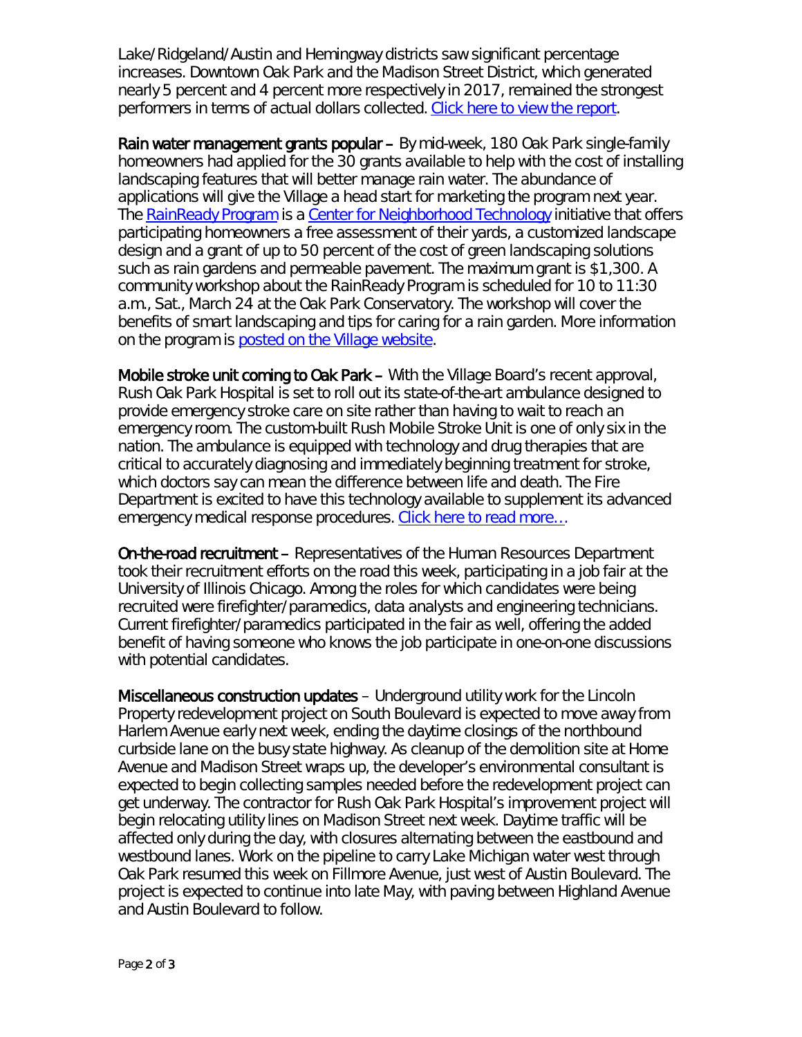Lake/Ridgeland/Austin and Hemingway districts saw significant percentage increases. Downtown Oak Park and the Madison Street District, which generated nearly 5 percent and 4 percent more respectively in 2017, remained the strongest performers in terms of actual dollars collected. [Click here to view the report](#).

**Rain water management grants popular –** By mid-week, 180 Oak Park single-family homeowners had applied for the 30 grants available to help with the cost of installing landscaping features that will better manage rain water. The abundance of applications will give the Village a head start for marketing the program next year. The [RainReady Program](#) is a [Center for Neighborhood Technology](#) initiative that offers participating homeowners a free assessment of their yards, a customized landscape design and a grant of up to 50 percent of the cost of green landscaping solutions such as rain gardens and permeable pavement. The maximum grant is $1,300. A community workshop about the RainReady Program is scheduled for 10 to 11:30 a.m., Sat., March 24 at the Oak Park Conservatory. The workshop will cover the benefits of smart landscaping and tips for caring for a rain garden. More information on the program is [posted on the Village website](#).

**Mobile stroke unit coming to Oak Park –** With the Village Board's recent approval, Rush Oak Park Hospital is set to roll out its state-of-the-art ambulance designed to provide emergency stroke care on site rather than having to wait to reach an emergency room. The custom-built Rush Mobile Stroke Unit is one of only six in the nation. The ambulance is equipped with technology and drug therapies that are critical to accurately diagnosing and immediately beginning treatment for stroke, which doctors say can mean the difference between life and death. The Fire Department is excited to have this technology available to supplement its advanced emergency medical response procedures. [Click here to read more…](#)

**On-the-road recruitment –** Representatives of the Human Resources Department took their recruitment efforts on the road this week, participating in a job fair at the University of Illinois Chicago. Among the roles for which candidates were being recruited were firefighter/paramedics, data analysts and engineering technicians. Current firefighter/paramedics participated in the fair as well, offering the added benefit of having someone who knows the job participate in one-on-one discussions with potential candidates.

**Miscellaneous construction updates** – Underground utility work for the Lincoln Property redevelopment project on South Boulevard is expected to move away from Harlem Avenue early next week, ending the daytime closings of the northbound curbside lane on the busy state highway. As cleanup of the demolition site at Home Avenue and Madison Street wraps up, the developer's environmental consultant is expected to begin collecting samples needed before the redevelopment project can get underway. The contractor for Rush Oak Park Hospital's improvement project will begin relocating utility lines on Madison Street next week. Daytime traffic will be affected only during the day, with closures alternating between the eastbound and westbound lanes. Work on the pipeline to carry Lake Michigan water west through Oak Park resumed this week on Fillmore Avenue, just west of Austin Boulevard. The project is expected to continue into late May, with paving between Highland Avenue and Austin Boulevard to follow.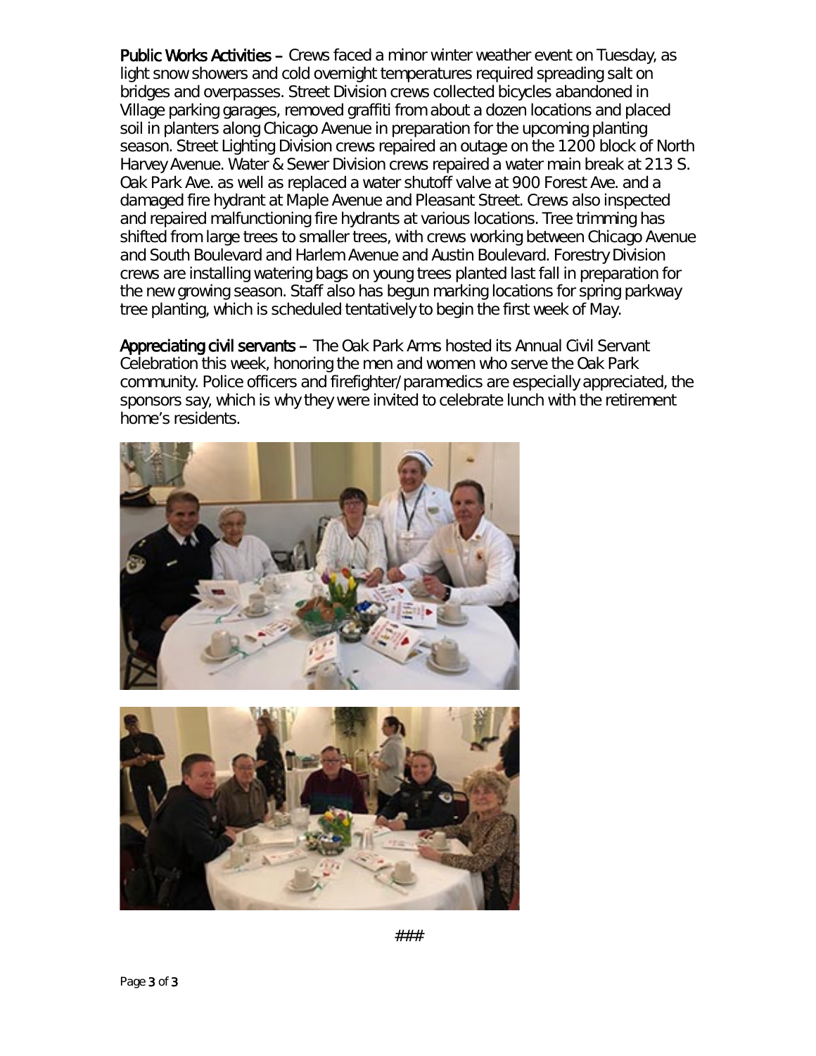**Public Works Activities** – Crews faced a minor winter weather event on Tuesday, as light snow showers and cold overnight temperatures required spreading salt on bridges and overpasses. Street Division crews collected bicycles abandoned in Village parking garages, removed graffiti from about a dozen locations and placed soil in planters along Chicago Avenue in preparation for the upcoming planting season. Street Lighting Division crews repaired an outage on the 1200 block of North Harvey Avenue. Water & Sewer Division crews repaired a water main break at 213 S. Oak Park Ave. as well as replaced a water shutoff valve at 900 Forest Ave. and a damaged fire hydrant at Maple Avenue and Pleasant Street. Crews also inspected and repaired malfunctioning fire hydrants at various locations. Tree trimming has shifted from large trees to smaller trees, with crews working between Chicago Avenue and South Boulevard and Harlem Avenue and Austin Boulevard. Forestry Division crews are installing watering bags on young trees planted last fall in preparation for the new growing season. Staff also has begun marking locations for spring parkway tree planting, which is scheduled tentatively to begin the first week of May.

**Appreciating civil servants** – The Oak Park Arms hosted its Annual Civil Servant Celebration this week, honoring the men and women who serve the Oak Park community. Police officers and firefighter/paramedics are especially appreciated, the sponsors say, which is why they were invited to celebrate lunch with the retirement home's residents.

###